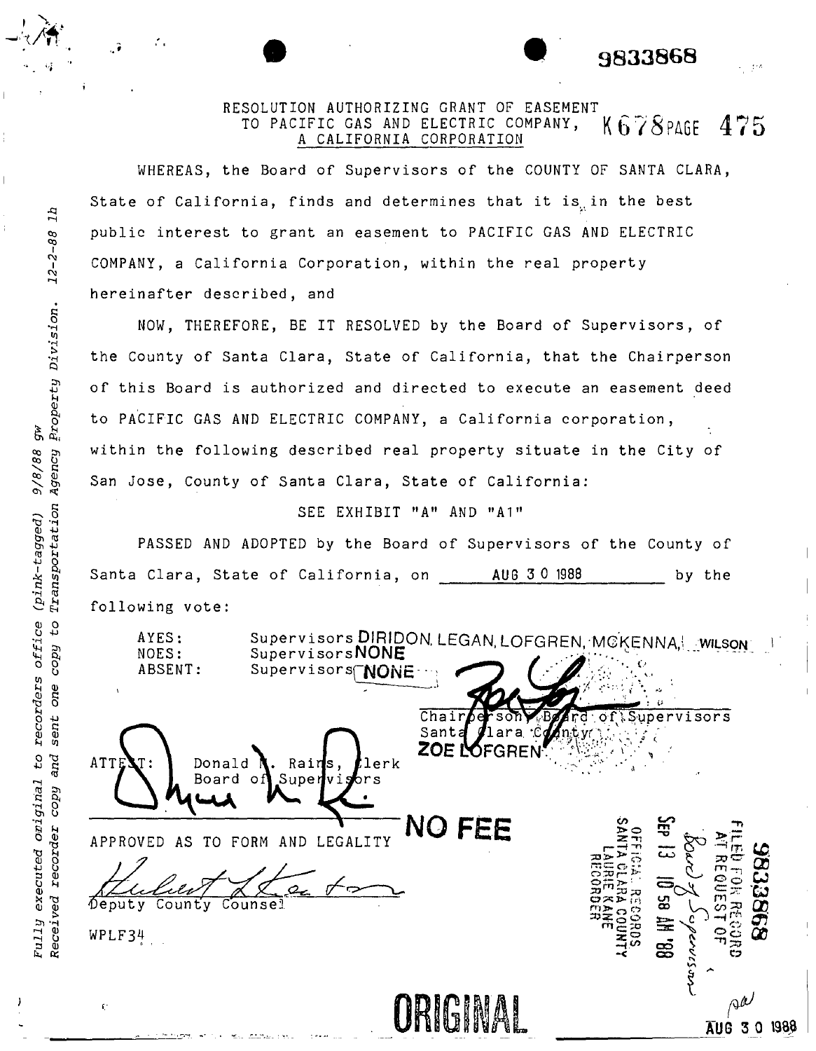9833868

# RESOLUTION AUTHORIZING GRANT OF EASEMENT TO PACIFIC GAS AND ELECTRIC COMPANY, A CALIFORNIA CORPORATION

K678 PAGE 475

WHEREAS, the Board of Supervisors of the COUNTY OF SANTA CLARA, State of California, finds and determines that it is in the best public interest to grant an easement to PACIFIC GAS AND ELECTRIC COMPANY, a California Corporation, within the real property hereinafter described, and

NOW, THEREFORE, BE IT RESOLVED by the Board of Supervisors, of the County of Santa Clara, State of California, that the Chairperson of this Board is authorized and directed to execute an easement deed to PACIFIC GAS AND ELECTRIC COMPANY, a California corporation, within the following described real property situate in the City of San Jose, County of Santa Clara, State of California:

SEE EXHIBIT "A" AND "A1"

PASSED AND ADOPTED by the Board of Supervisors of the County of Santa Clara, State of California, on AUG 30 1988 by the following vote:

AYES: Supervisors DIRIDON, LEGAN, LOFGREN, MCKENNA, WILSON
NOES: Supervisors NONE
ABSENT: Supervisors NONE

Chairperson, Board of Supervisors
Santa Clara County
ZOE LOFGREN

ATTEST: Donald M. Rains, Clerk
Board of Supervisors

NO FEE

APPROVED AS TO FORM AND LEGALITY

Deputy County Counsel

WPLF34

9833868
FILED FOR RECORD AT REQUEST OF Board of Supervisors
SEP 13 10 58 AM '88
OFFICIAL RECORDS SANTA CLARA COUNTY LAURIE KANE RECORDER

*Fully executed original to recorders office (pink-tagged) 9/8/88 gw*
*Received recorder copy and sent one copy to Transportation Agency Property Division. 12-2-88 lh*

ORIGINAL

AUG 30 1988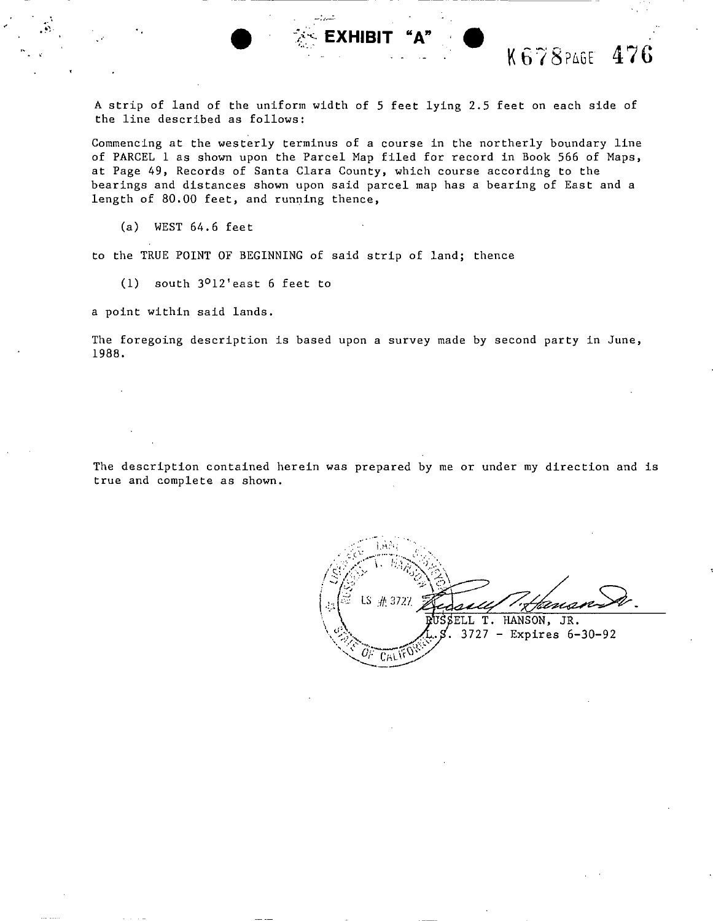# EXHIBIT "A"

K678 PAGE 476

A strip of land of the uniform width of 5 feet lying 2.5 feet on each side of the line described as follows:

Commencing at the westerly terminus of a course in the northerly boundary line of PARCEL 1 as shown upon the Parcel Map filed for record in Book 566 of Maps, at Page 49, Records of Santa Clara County, which course according to the bearings and distances shown upon said parcel map has a bearing of East and a length of 80.00 feet, and running thence,

(a) WEST 64.6 feet

to the TRUE POINT OF BEGINNING of said strip of land; thence

(1) south 3°12'east 6 feet to

a point within said lands.

The foregoing description is based upon a survey made by second party in June, 1988.

The description contained herein was prepared by me or under my direction and is true and complete as shown.

LS # 3727

RUSSELL T. HANSON, JR.
L.S. 3727 - Expires 6-30-92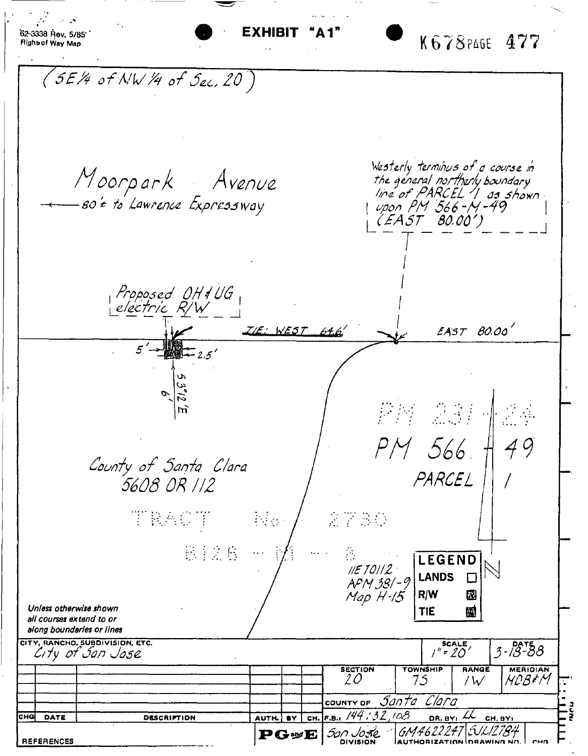62-3338 Rev. 5/85
Right of Way Map

# EXHIBIT "A1"

K678 PAGE 477

(SE 1/4 of NW 1/4 of Sec. 20)

Moorpark Avenue

← 80' ± to Lawrence Expressway

Westerly terminus of a course in the general northerly boundary line of PARCEL 1 as shown upon PM 566-M-49 (EAST 80.00')

Proposed OH & UG electric R/W

TIE: WEST 64.6'

EAST 80.00'

5'

2.5'

6'

S3°12'E

PM 231 - 24

PM 566 - 49

PARCEL 1

County of Santa Clara
5608 OR 112

TRACT No 2730

B126 - M - 8

IIE 70112
APM 381-9
Map H-15

| LEGEND | |
|---|---|
| LANDS | ☐ |
| R/W | ▩ |
| TIE | ▩ |

*Unless otherwise shown all courses extend to or along boundaries or lines*

| CITY, RANCHO, SUBDIVISION, ETC. | SCALE | DATE |
|---|---|---|
| City of San Jose | 1" = 20' | 3-18-88 |

| SECTION | TOWNSHIP | RANGE | MERIDIAN |
|---|---|---|---|
| 20 | 7S | 1W | MDB&M |

COUNTY OF Santa Clara

| CHG | DATE | DESCRIPTION | AUTH. | BY | CH. |
|---|---|---|---|---|---|

F.B.: 144; 32, 108 DR. BY: LL CH. BY:

REFERENCES

PG and E

| DIVISION | AUTHORIZATION | DRAWING NO. | CHG |
|---|---|---|---|
| San Jose | GM4622247 | 5JL12784 | |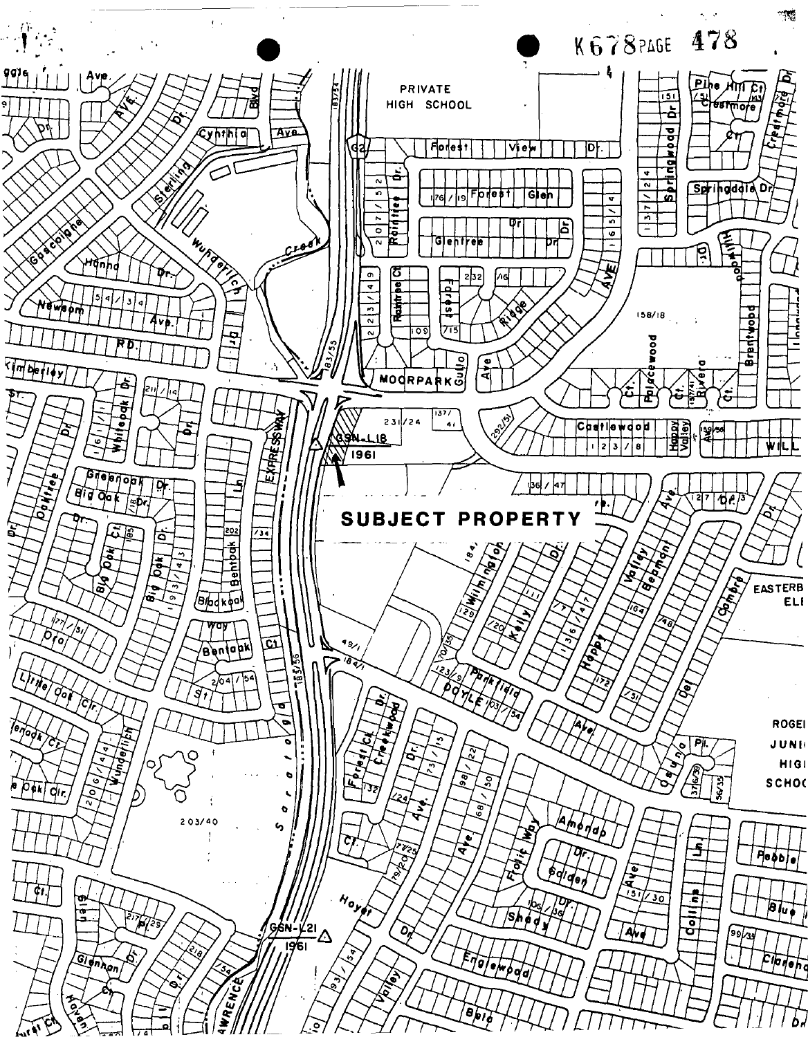PRIVATE HIGH SCHOOL

**SUBJECT PROPERTY**

GSN-L18
1961

GSN-L21
1961

EASTERB... EL...

ROGE... JUNI... HIG... SCHO...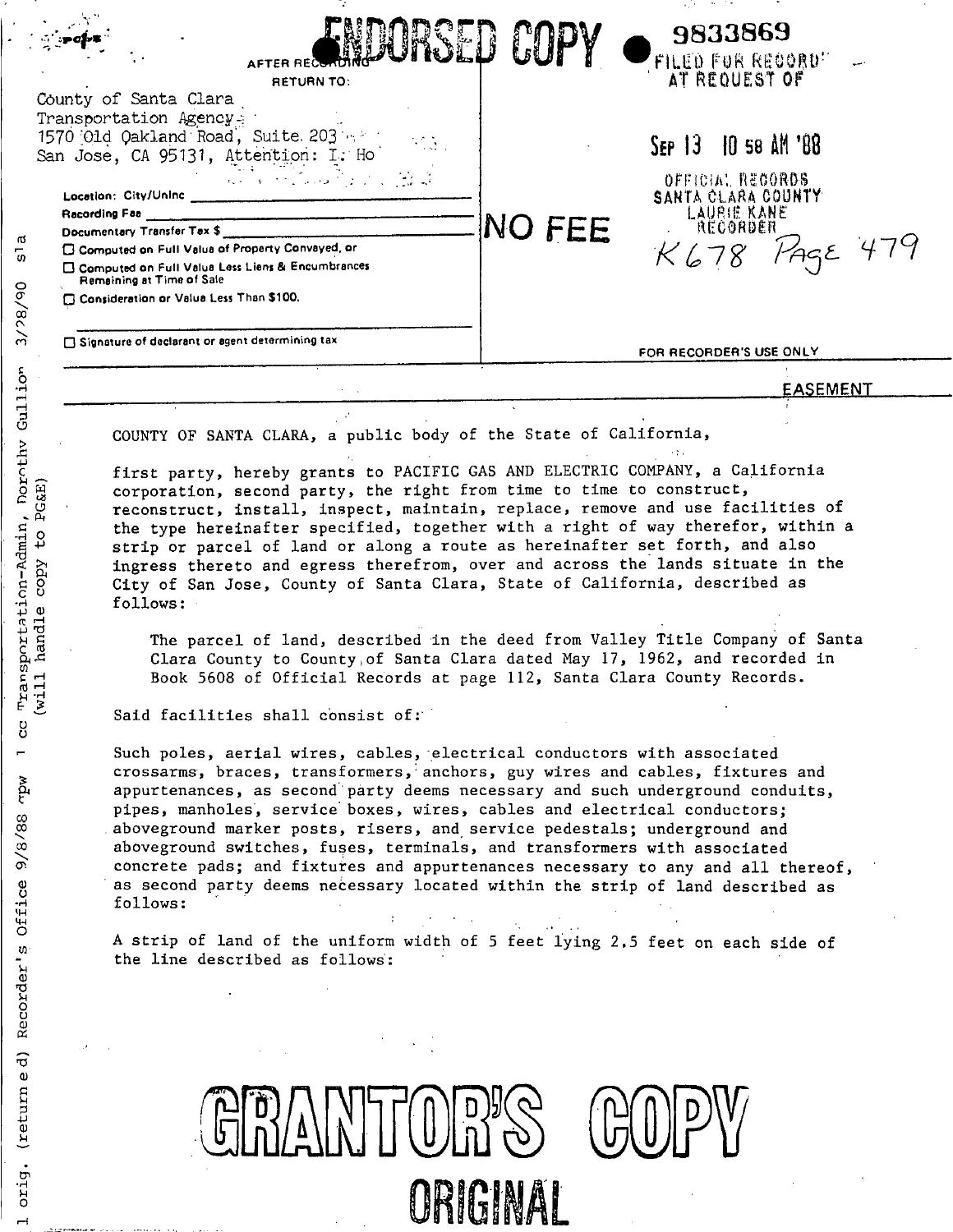ENDORSED COPY

9833869

FILED FOR RECORD AT REQUEST OF

AFTER RECORDING RETURN TO:

County of Santa Clara
Transportation Agency
1570 Old Oakland Road, Suite 203
San Jose, CA 95131, Attention: I. Ho

SEP 13 10 58 AM '88

OFFICIAL RECORDS
SANTA CLARA COUNTY
LAURIE KANE
RECORDER

K678 PAGE 479

Location: City/Uninc ______
Recording Fee ______
Documentary Transfer Tax $ ______

☐ Computed on Full Value of Property Conveyed, or
☐ Computed on Full Value Less Liens & Encumbrances Remaining at Time of Sale
☐ Consideration or Value Less Than $100.

☐ Signature of declarant or agent determining tax

NO FEE

FOR RECORDER'S USE ONLY

EASEMENT

COUNTY OF SANTA CLARA, a public body of the State of California,

first party, hereby grants to PACIFIC GAS AND ELECTRIC COMPANY, a California corporation, second party, the right from time to time to construct, reconstruct, install, inspect, maintain, replace, remove and use facilities of the type hereinafter specified, together with a right of way therefor, within a strip or parcel of land or along a route as hereinafter set forth, and also ingress thereto and egress therefrom, over and across the lands situate in the City of San Jose, County of Santa Clara, State of California, described as follows:

The parcel of land, described in the deed from Valley Title Company of Santa Clara County to County of Santa Clara dated May 17, 1962, and recorded in Book 5608 of Official Records at page 112, Santa Clara County Records.

Said facilities shall consist of:

Such poles, aerial wires, cables, electrical conductors with associated crossarms, braces, transformers, anchors, guy wires and cables, fixtures and appurtenances, as second party deems necessary and such underground conduits, pipes, manholes, service boxes, wires, cables and electrical conductors; aboveground marker posts, risers, and service pedestals; underground and aboveground switches, fuses, terminals, and transformers with associated concrete pads; and fixtures and appurtenances necessary to any and all thereof, as second party deems necessary located within the strip of land described as follows:

A strip of land of the uniform width of 5 feet lying 2.5 feet on each side of the line described as follows:

GRANTOR'S COPY

ORIGINAL

1 orig. (returned) Recorder's Office 9/8/88 rpw 1 cc Transportation-Admin, Dorothy Gullion 3/28/90 sla (will handle copy to PG&E)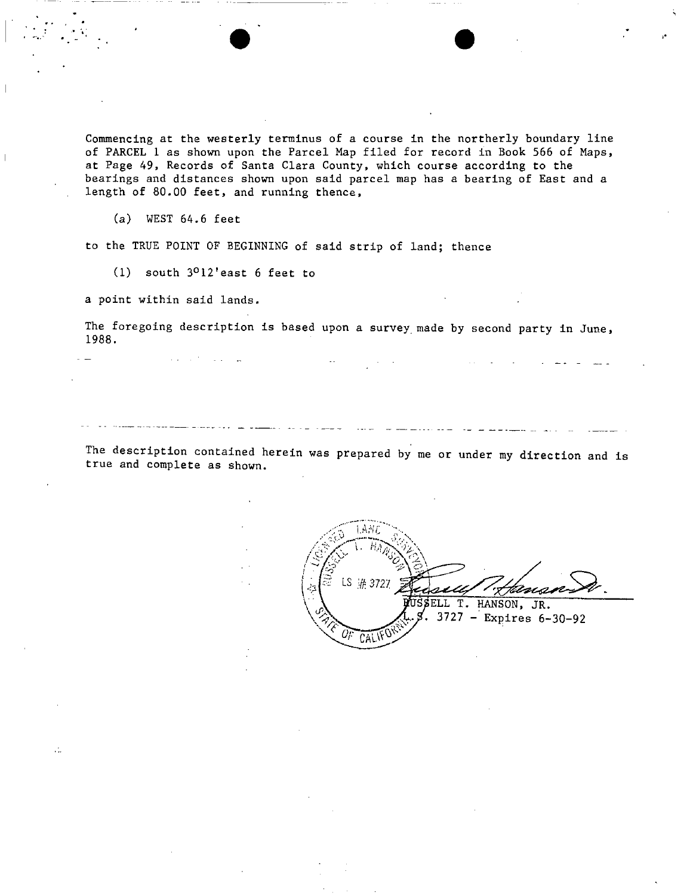Commencing at the westerly terminus of a course in the northerly boundary line of PARCEL 1 as shown upon the Parcel Map filed for record in Book 566 of Maps, at Page 49, Records of Santa Clara County, which course according to the bearings and distances shown upon said parcel map has a bearing of East and a length of 80.00 feet, and running thence,

(a) WEST 64.6 feet

to the TRUE POINT OF BEGINNING of said strip of land; thence

(1) south 3°12'east 6 feet to

a point within said lands.

The foregoing description is based upon a survey made by second party in June, 1988.

The description contained herein was prepared by me or under my direction and is true and complete as shown.

LICENSED LAND SURVEYOR
RUSSELL T. HANSON
LS # 3727
STATE OF CALIFORNIA

RUSSELL T. HANSON, JR.
L.S. 3727 - Expires 6-30-92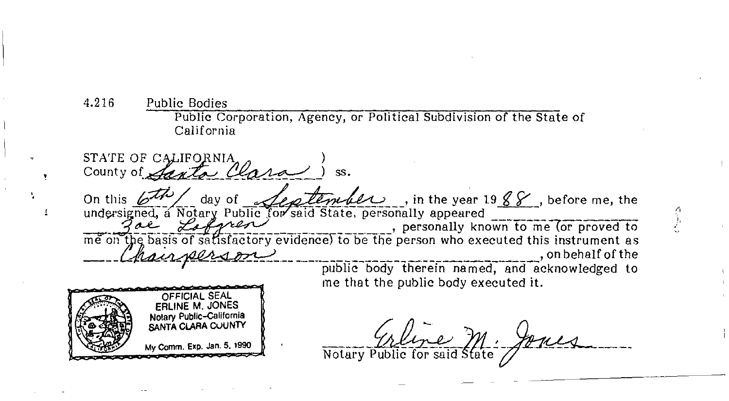4.216 Public Bodies

Public Corporation, Agency, or Political Subdivision of the State of California

STATE OF CALIFORNIA )
County of Santa Clara ) ss.

On this 6th day of September, in the year 19 88, before me, the undersigned, a Notary Public for said State, personally appeared Zoe Lofgren, personally known to me (or proved to me on the basis of satisfactory evidence) to be the person who executed this instrument as Chairperson, on behalf of the public body therein named, and acknowledged to me that the public body executed it.

OFFICIAL SEAL
ERLINE M. JONES
Notary Public-California
SANTA CLARA COUNTY
My Comm. Exp. Jan. 5, 1990

Erline M. Jones

Notary Public for said State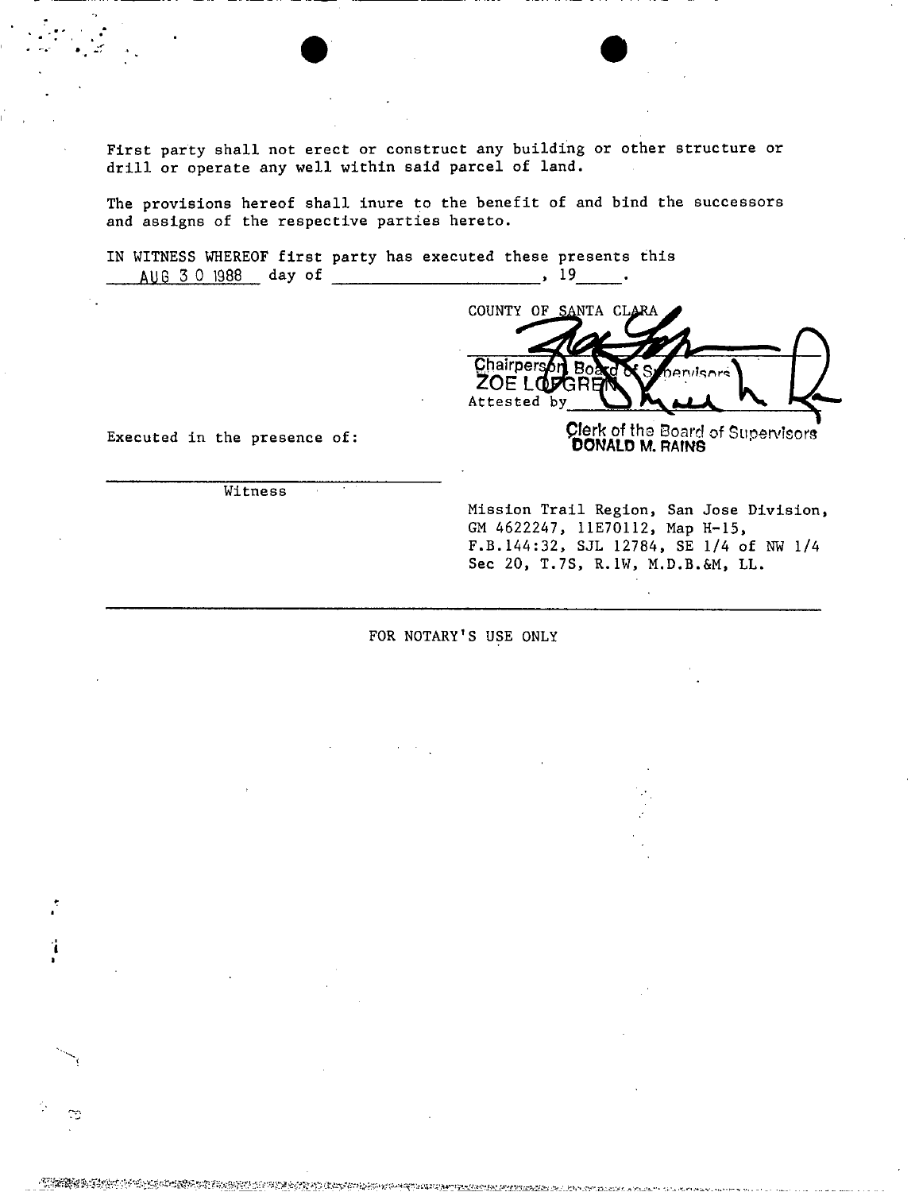First party shall not erect or construct any building or other structure or drill or operate any well within said parcel of land.

The provisions hereof shall inure to the benefit of and bind the successors and assigns of the respective parties hereto.

IN WITNESS WHEREOF first party has executed these presents this AUG 3 0 1988 day of ____________________, 19____.

COUNTY OF SANTA CLARA

Chairperson Board of Supervisors
ZOE LOFGREN

Attested by ____________________

Clerk of the Board of Supervisors
DONALD M. RAINS

Executed in the presence of:

____________________
Witness

Mission Trail Region, San Jose Division, GM 4622247, 11E70112, Map H-15, F.B.144:32, SJL 12784, SE 1/4 of NW 1/4 Sec 20, T.7S, R.1W, M.D.B.&M, LL.

---

FOR NOTARY'S USE ONLY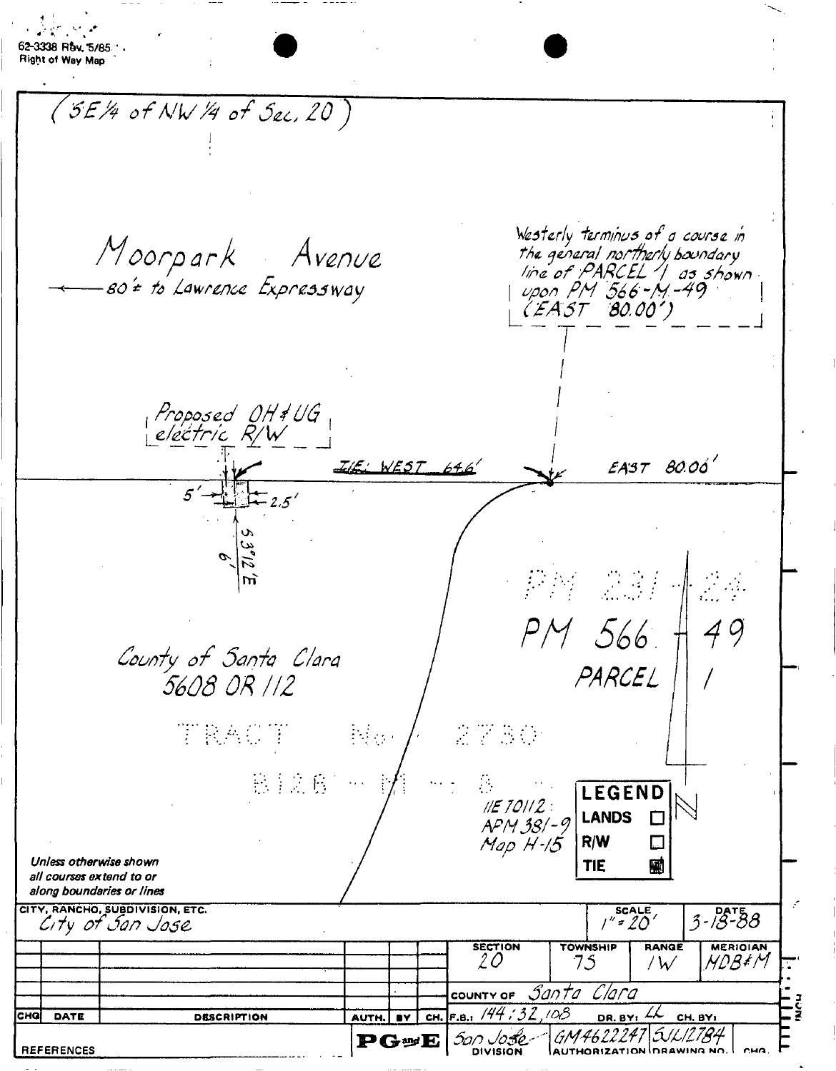62-3338 Rev. 5/85
Right of Way Map

(SE¼ of NW¼ of Sec. 20)

Moorpark Avenue

← 80'± to Lawrence Expressway

Westerly terminus of a course in the general northerly boundary line of PARCEL 1 as shown upon PM 566-M-49 (EAST 80.00')

Proposed OH & UG electric R/W

T/E: WEST 64.6'

EAST 80.00'

5'

2.5'

6'

S3°12'E

PM 231-M-24

PM 566-M-49

PARCEL 1

County of Santa Clara
5608 OR 112

TRACT No. 2730

B126-M-8

IIE 7011Z:
APM 381-9
Map H-15

| LEGEND | |
|---|---|
| LANDS | ☐ |
| R/W | ☐ |
| TIE | ▨ |

N

Unless otherwise shown all courses extend to or along boundaries or lines

| CITY, RANCHO, SUBDIVISION, ETC. | SCALE | DATE |
|---|---|---|
| City of San Jose | 1" = 20' | 3-18-88 |

| SECTION | TOWNSHIP | RANGE | MERIDIAN |
|---|---|---|---|
| 20 | 7S | 1W | MDB&M |

COUNTY OF Santa Clara

F.B.: 144:32,108 DR. BY: LL CH. BY:

| CHG | DATE | DESCRIPTION | AUTH. | BY | CH. |
|---|---|---|---|---|---|
| | | | | | |

REFERENCES

PG and E

| DIVISION | AUTHORIZATION | DRAWING NO. | CHG. |
|---|---|---|---|
| San Jose | GM4622247 | SJL12784 | |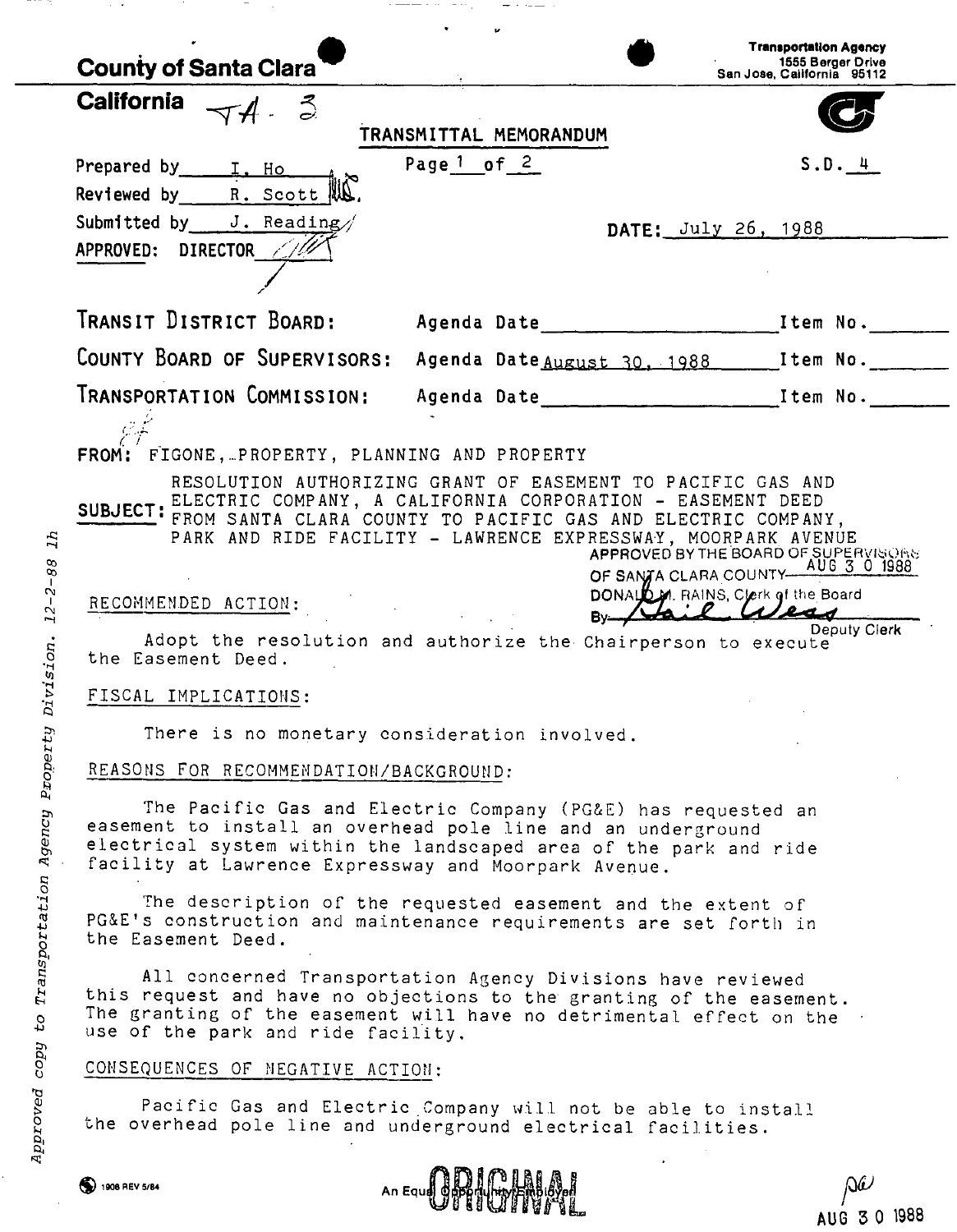**County of Santa Clara**
**California** TA - 3

Transportation Agency
1555 Berger Drive
San Jose, California 95112

TRANSMITTAL MEMORANDUM

Prepared by I. Ho
Reviewed by R. Scott
Submitted by J. Reading
APPROVED: DIRECTOR

Page 1 of 2

S.D. 4

DATE: July 26, 1988

| | | |
|---|---|---|
| TRANSIT DISTRICT BOARD: | Agenda Date | Item No. |
| COUNTY BOARD OF SUPERVISORS: | Agenda Date August 30, 1988 | Item No. |
| TRANSPORTATION COMMISSION: | Agenda Date | Item No. |

FROM: FIGONE, PROPERTY, PLANNING AND PROPERTY

SUBJECT: RESOLUTION AUTHORIZING GRANT OF EASEMENT TO PACIFIC GAS AND ELECTRIC COMPANY, A CALIFORNIA CORPORATION - EASEMENT DEED FROM SANTA CLARA COUNTY TO PACIFIC GAS AND ELECTRIC COMPANY, PARK AND RIDE FACILITY - LAWRENCE EXPRESSWAY, MOORPARK AVENUE

APPROVED BY THE BOARD OF SUPERVISORS OF SANTA CLARA COUNTY AUG 3 0 1988
DONALD M. RAINS, Clerk of the Board
By [signature] Deputy Clerk

RECOMMENDED ACTION:

Adopt the resolution and authorize the Chairperson to execute the Easement Deed.

FISCAL IMPLICATIONS:

There is no monetary consideration involved.

REASONS FOR RECOMMENDATION/BACKGROUND:

The Pacific Gas and Electric Company (PG&E) has requested an easement to install an overhead pole line and an underground electrical system within the landscaped area of the park and ride facility at Lawrence Expressway and Moorpark Avenue.

The description of the requested easement and the extent of PG&E's construction and maintenance requirements are set forth in the Easement Deed.

All concerned Transportation Agency Divisions have reviewed this request and have no objections to the granting of the easement. The granting of the easement will have no detrimental effect on the use of the park and ride facility.

CONSEQUENCES OF NEGATIVE ACTION:

Pacific Gas and Electric Company will not be able to install the overhead pole line and underground electrical facilities.

*Approved copy to Transportation Agency Property Division. 12-2-88 lh*

1908 REV 5/84

An Equal Opportunity Employer

ORIGINAL

AUG 3 0 1988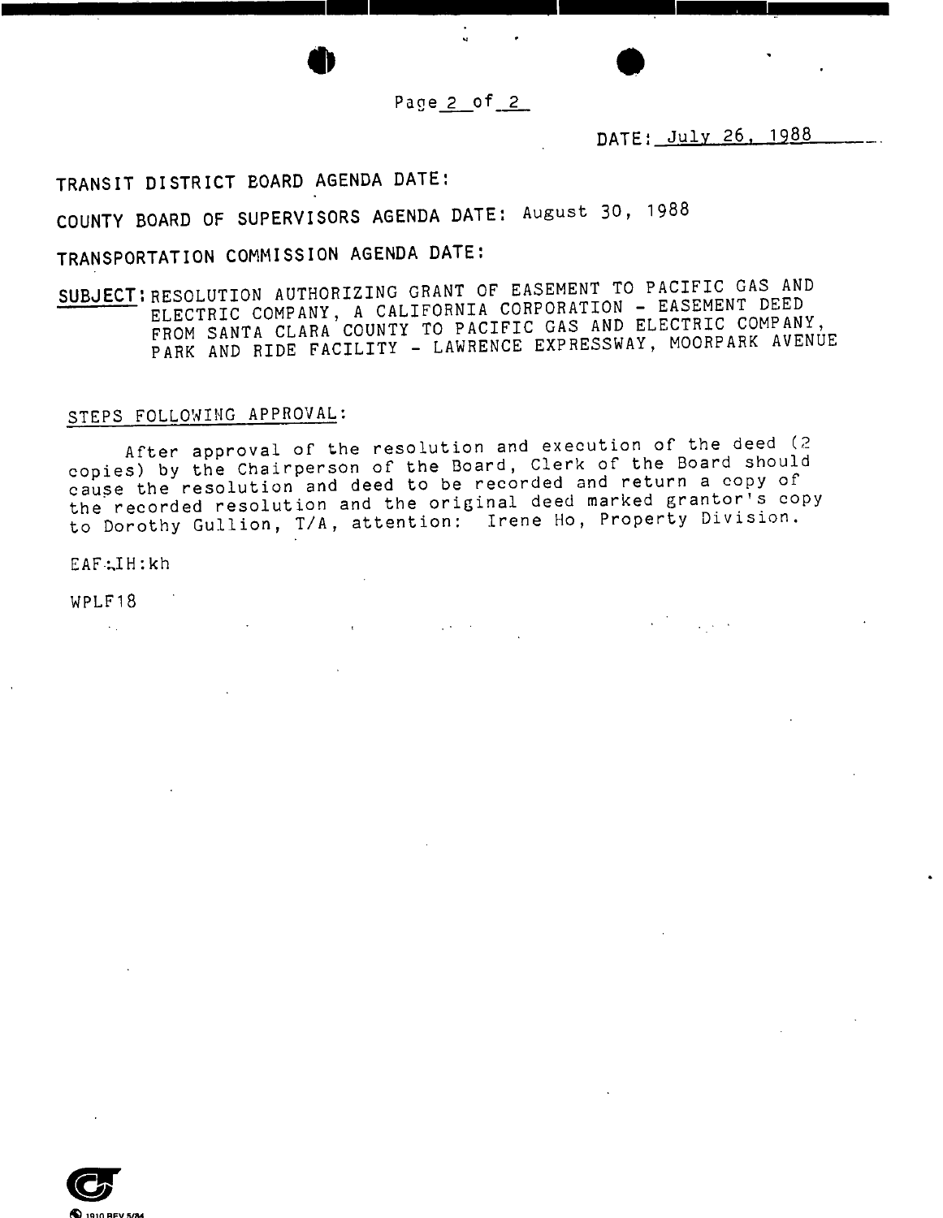DATE: July 26, 1988

TRANSIT DISTRICT BOARD AGENDA DATE:

COUNTY BOARD OF SUPERVISORS AGENDA DATE: August 30, 1988

TRANSPORTATION COMMISSION AGENDA DATE:

**SUBJECT:** RESOLUTION AUTHORIZING GRANT OF EASEMENT TO PACIFIC GAS AND ELECTRIC COMPANY, A CALIFORNIA CORPORATION - EASEMENT DEED FROM SANTA CLARA COUNTY TO PACIFIC GAS AND ELECTRIC COMPANY, PARK AND RIDE FACILITY - LAWRENCE EXPRESSWAY, MOORPARK AVENUE

STEPS FOLLOWING APPROVAL:

After approval of the resolution and execution of the deed (2 copies) by the Chairperson of the Board, Clerk of the Board should cause the resolution and deed to be recorded and return a copy of the recorded resolution and the original deed marked grantor's copy to Dorothy Gullion, T/A, attention: Irene Ho, Property Division.

EAF:IH:kh

WPLF18

1910 REV 5/84